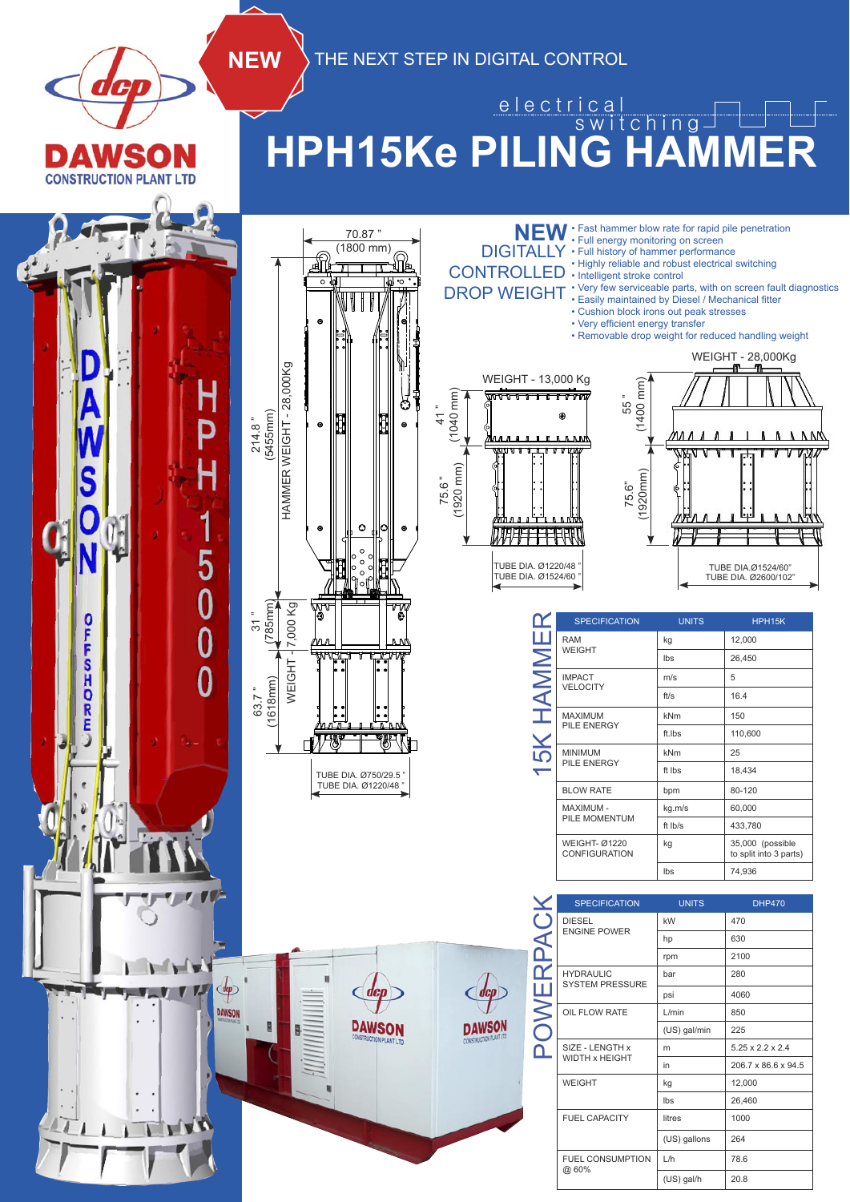# DAWSON CONSTRUCTION PLANT LTD

**NEW** THE NEXT STEP IN DIGITAL CONTROL

electrical switching

# HPH15Ke PILING HAMMER

## NEW DIGITALLY CONTROLLED DROP WEIGHT

- Fast hammer blow rate for rapid pile penetration
- Full energy monitoring on screen
- Full history of hammer performance
- Highly reliable and robust electrical switching
- Intelligent stroke control
- Very few serviceable parts, with on screen fault diagnostics
- Easily maintained by Diesel / Mechanical fitter
- Cushion block irons out peak stresses
- Very efficient energy transfer
- Removable drop weight for reduced handling weight

70.87 " (1800 mm)

214.8 " (5455mm) HAMMER WEIGHT - 28,000Kg

31 " (785mm) WEIGHT - 7,000 Kg

63.7 " (1618mm)

TUBE DIA. Ø750/29.5 "
TUBE DIA. Ø1220/48 "

WEIGHT - 13,000 Kg

41 " (1040 mm)

75.6 " (1920 mm)

TUBE DIA. Ø1220/48 "
TUBE DIA. Ø1524/60 "

WEIGHT - 28,000Kg

55 " (1400 mm)

75.6" (1920mm)

TUBE DIA.Ø1524/60"
TUBE DIA. Ø2600/102"

## 15K HAMMER

| SPECIFICATION | UNITS | HPH15K |
|---|---|---|
| RAM WEIGHT | kg | 12,000 |
| | lbs | 26,450 |
| IMPACT VELOCITY | m/s | 5 |
| | ft/s | 16.4 |
| MAXIMUM PILE ENERGY | kNm | 150 |
| | ft.lbs | 110,600 |
| MINIMUM PILE ENERGY | kNm | 25 |
| | ft lbs | 18,434 |
| BLOW RATE | bpm | 80-120 |
| MAXIMUM - PILE MOMENTUM | kg.m/s | 60,000 |
| | ft lb/s | 433,780 |
| WEIGHT- Ø1220 CONFIGURATION | kg | 35,000 (possible to split into 3 parts) |
| | lbs | 74,936 |

## POWERPACK

| SPECIFICATION | UNITS | DHP470 |
|---|---|---|
| DIESEL ENGINE POWER | kW | 470 |
| | hp | 630 |
| | rpm | 2100 |
| HYDRAULIC SYSTEM PRESSURE | bar | 280 |
| | psi | 4060 |
| OIL FLOW RATE | L/min | 850 |
| | (US) gal/min | 225 |
| SIZE - LENGTH x WIDTH x HEIGHT | m | 5.25 x 2.2 x 2.4 |
| | in | 206.7 x 86.6 x 94.5 |
| WEIGHT | kg | 12,000 |
| | lbs | 26,460 |
| FUEL CAPACITY | litres | 1000 |
| | (US) gallons | 264 |
| FUEL CONSUMPTION @ 60% | L/h | 78.6 |
| | (US) gal/h | 20.8 |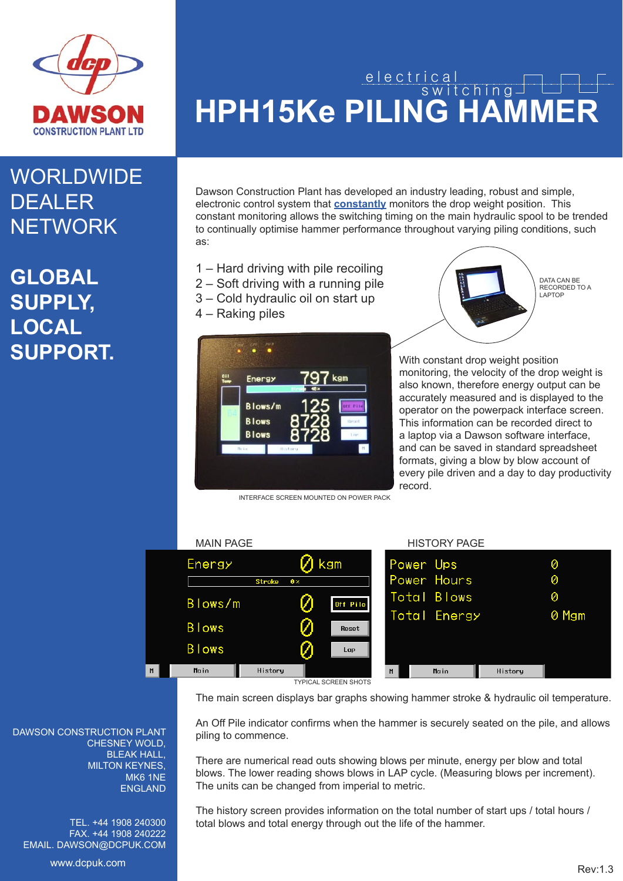DAWSON CONSTRUCTION PLANT LTD

electrical switching

# HPH15Ke PILING HAMMER

WORLDWIDE DEALER NETWORK

**GLOBAL SUPPLY, LOCAL SUPPORT.**

Dawson Construction Plant has developed an industry leading, robust and simple, electronic control system that **constantly** monitors the drop weight position. This constant monitoring allows the switching timing on the main hydraulic spool to be trended to continually optimise hammer performance throughout varying piling conditions, such as:

1 – Hard driving with pile recoiling
2 – Soft driving with a running pile
3 – Cold hydraulic oil on start up
4 – Raking piles

DATA CAN BE RECORDED TO A LAPTOP

With constant drop weight position monitoring, the velocity of the drop weight is also known, therefore energy output can be accurately measured and is displayed to the operator on the powerpack interface screen. This information can be recorded direct to a laptop via a Dawson software interface, and can be saved in standard spreadsheet formats, giving a blow by blow account of every pile driven and a day to day productivity record.

INTERFACE SCREEN MOUNTED ON POWER PACK

MAIN PAGE

HISTORY PAGE

TYPICAL SCREEN SHOTS

The main screen displays bar graphs showing hammer stroke & hydraulic oil temperature.

An Off Pile indicator confirms when the hammer is securely seated on the pile, and allows piling to commence.

There are numerical read outs showing blows per minute, energy per blow and total blows. The lower reading shows blows in LAP cycle. (Measuring blows per increment). The units can be changed from imperial to metric.

The history screen provides information on the total number of start ups / total hours / total blows and total energy through out the life of the hammer.

DAWSON CONSTRUCTION PLANT
CHESNEY WOLD,
BLEAK HALL,
MILTON KEYNES,
MK6 1NE
ENGLAND

TEL. +44 1908 240300
FAX. +44 1908 240222
EMAIL. DAWSON@DCPUK.COM

www.dcpuk.com

Rev:1.3